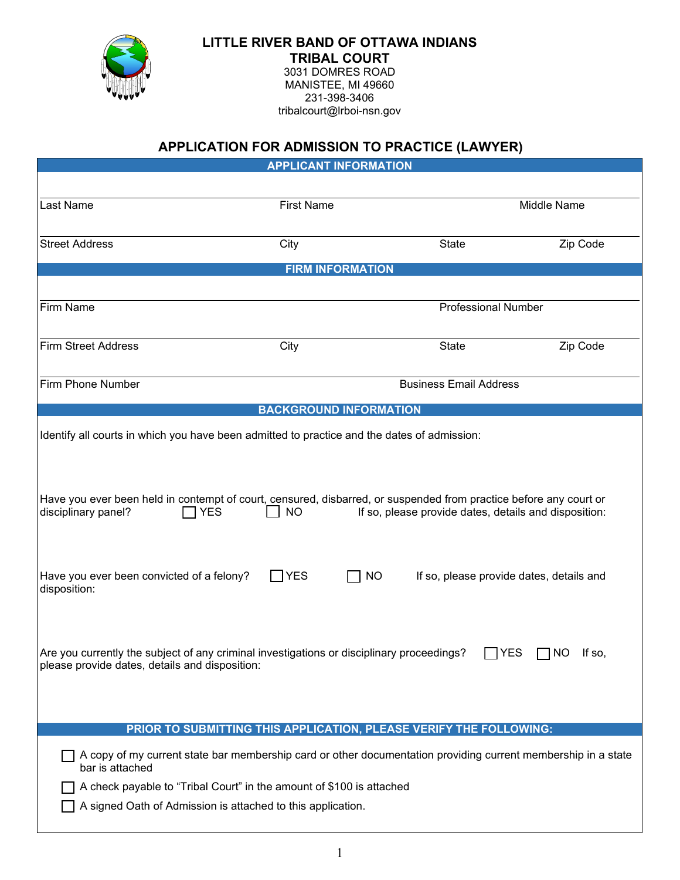# LITTLE RIVER BAND OF OTTAWA INDIANS
## TRIBAL COURT

3031 DOMRES ROAD
MANISTEE, MI 49660
231-398-3406
tribalcourt@lrboi-nsn.gov

## APPLICATION FOR ADMISSION TO PRACTICE (LAWYER)

### APPLICANT INFORMATION

| Last Name | First Name | Middle Name | |
|---|---|---|---|
| Street Address | City | State | Zip Code |

### FIRM INFORMATION

| Firm Name | | Professional Number | |
|---|---|---|---|
| Firm Street Address | City | State | Zip Code |
| Firm Phone Number | | Business Email Address | |

### BACKGROUND INFORMATION

Identify all courts in which you have been admitted to practice and the dates of admission:

Have you ever been held in contempt of court, censured, disbarred, or suspended from practice before any court or disciplinary panel? ☐ YES ☐ NO If so, please provide dates, details and disposition:

Have you ever been convicted of a felony? ☐ YES ☐ NO If so, please provide dates, details and disposition:

Are you currently the subject of any criminal investigations or disciplinary proceedings? ☐ YES ☐ NO If so, please provide dates, details and disposition:

### PRIOR TO SUBMITTING THIS APPLICATION, PLEASE VERIFY THE FOLLOWING:

- ☐ A copy of my current state bar membership card or other documentation providing current membership in a state bar is attached
- ☐ A check payable to "Tribal Court" in the amount of $100 is attached
- ☐ A signed Oath of Admission is attached to this application.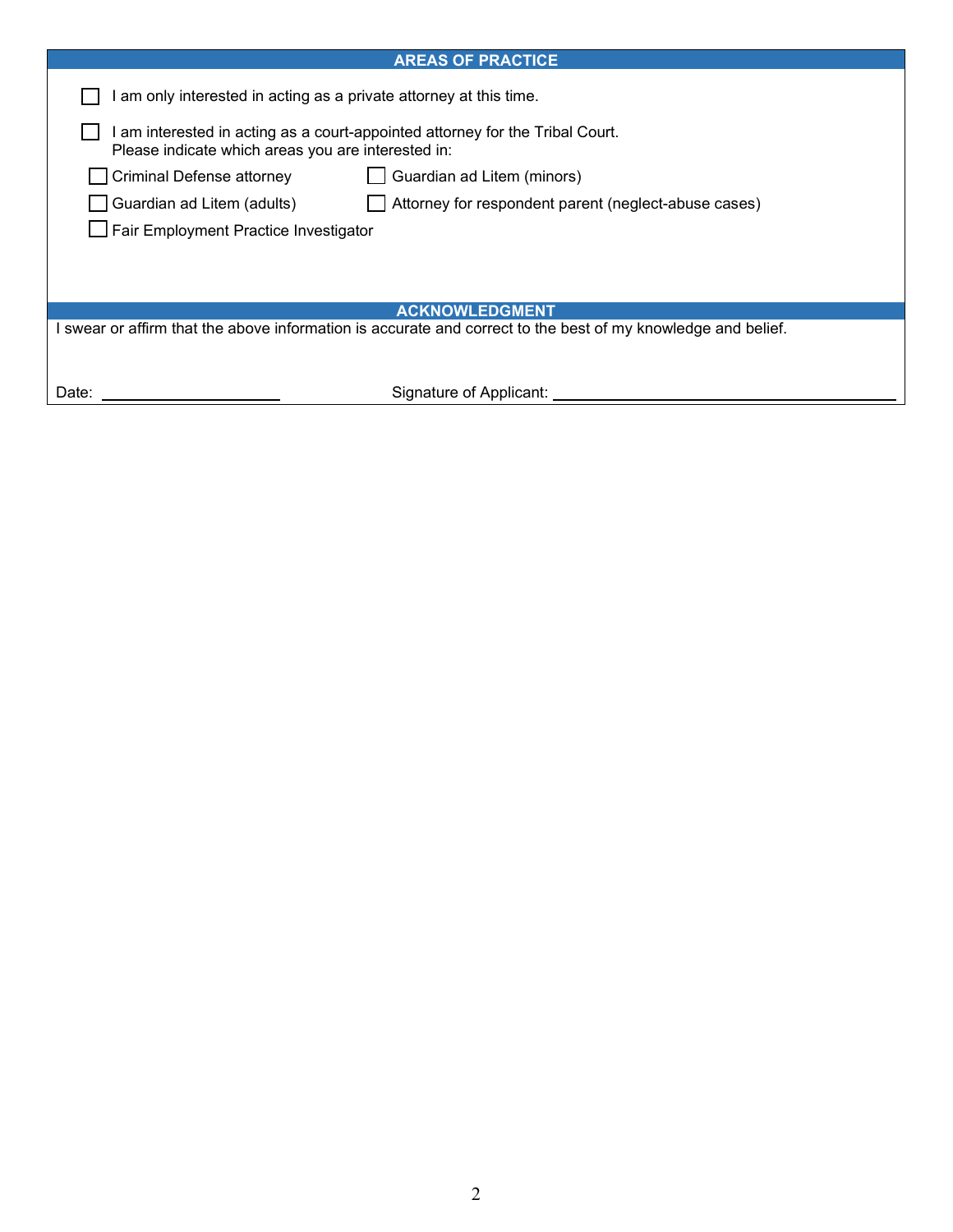## AREAS OF PRACTICE

- ☐ I am only interested in acting as a private attorney at this time.
- ☐ I am interested in acting as a court-appointed attorney for the Tribal Court.
  Please indicate which areas you are interested in:
  - ☐ Criminal Defense attorney
  - ☐ Guardian ad Litem (minors)
  - ☐ Guardian ad Litem (adults)
  - ☐ Attorney for respondent parent (neglect-abuse cases)
  - ☐ Fair Employment Practice Investigator

## ACKNOWLEDGMENT

I swear or affirm that the above information is accurate and correct to the best of my knowledge and belief.

Date: ____________________ Signature of Applicant: ______________________________________